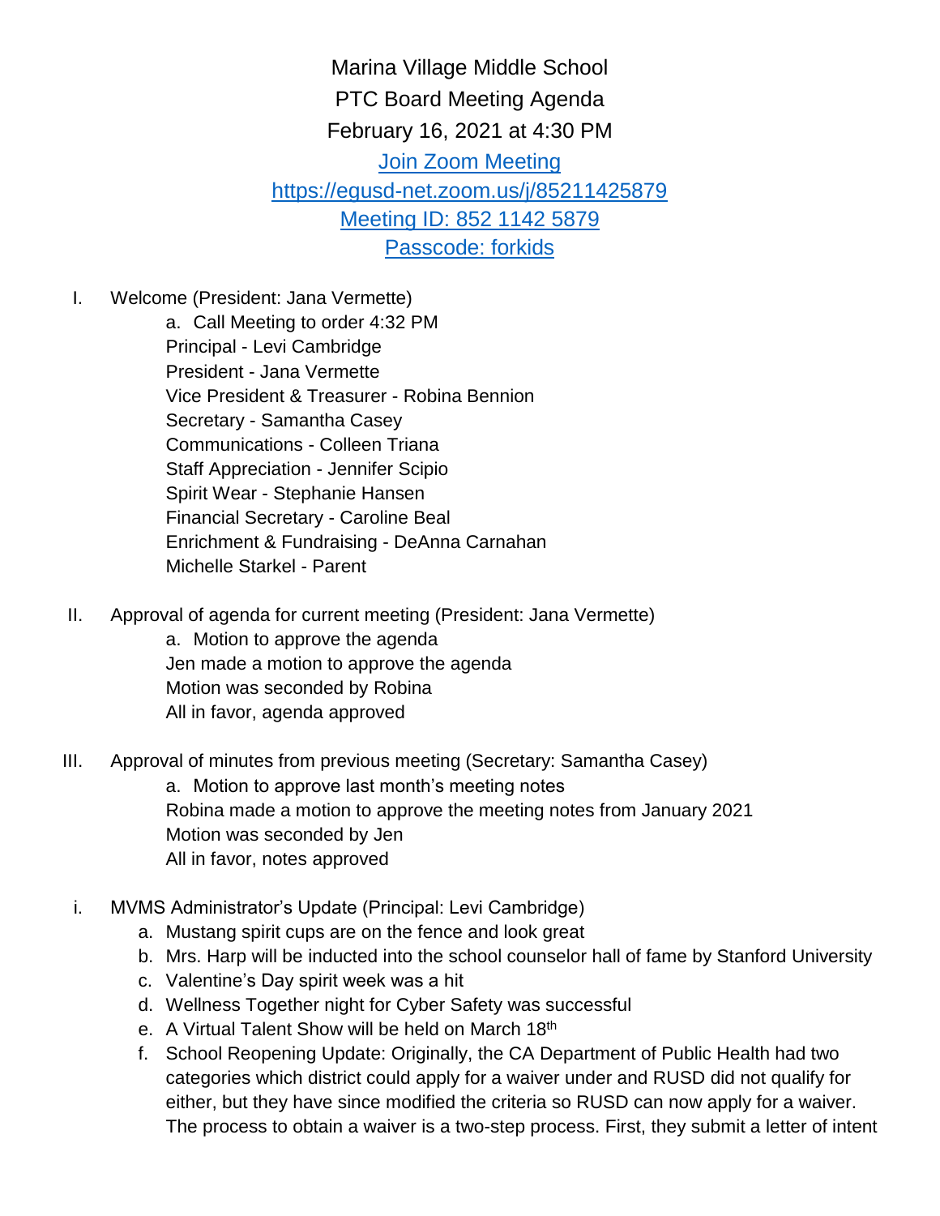# Marina Village Middle School

## PTC Board Meeting Agenda

### February 16, 2021 at 4:30 PM

[Join Zoom Meeting](https://egusd-net.zoom.us/j/85211425879)

[https://egusd-net.zoom.us/j/85211425879](https://egusd-net.zoom.us/j/85211425879)

Meeting ID: 852 1142 5879

Passcode: forkids

I. Welcome (President: Jana Vermette)

   a. Call Meeting to order 4:32 PM

   Principal - Levi Cambridge

   President - Jana Vermette

   Vice President & Treasurer - Robina Bennion

   Secretary - Samantha Casey

   Communications - Colleen Triana

   Staff Appreciation - Jennifer Scipio

   Spirit Wear - Stephanie Hansen

   Financial Secretary - Caroline Beal

   Enrichment & Fundraising - DeAnna Carnahan

   Michelle Starkel - Parent

II. Approval of agenda for current meeting (President: Jana Vermette)

   a. Motion to approve the agenda

   Jen made a motion to approve the agenda

   Motion was seconded by Robina

   All in favor, agenda approved

III. Approval of minutes from previous meeting (Secretary: Samantha Casey)

   a. Motion to approve last month's meeting notes

   Robina made a motion to approve the meeting notes from January 2021

   Motion was seconded by Jen

   All in favor, notes approved

i. MVMS Administrator's Update (Principal: Levi Cambridge)

   a. Mustang spirit cups are on the fence and look great
   b. Mrs. Harp will be inducted into the school counselor hall of fame by Stanford University
   c. Valentine's Day spirit week was a hit
   d. Wellness Together night for Cyber Safety was successful
   e. A Virtual Talent Show will be held on March 18th
   f. School Reopening Update: Originally, the CA Department of Public Health had two categories which district could apply for a waiver under and RUSD did not qualify for either, but they have since modified the criteria so RUSD can now apply for a waiver. The process to obtain a waiver is a two-step process. First, they submit a letter of intent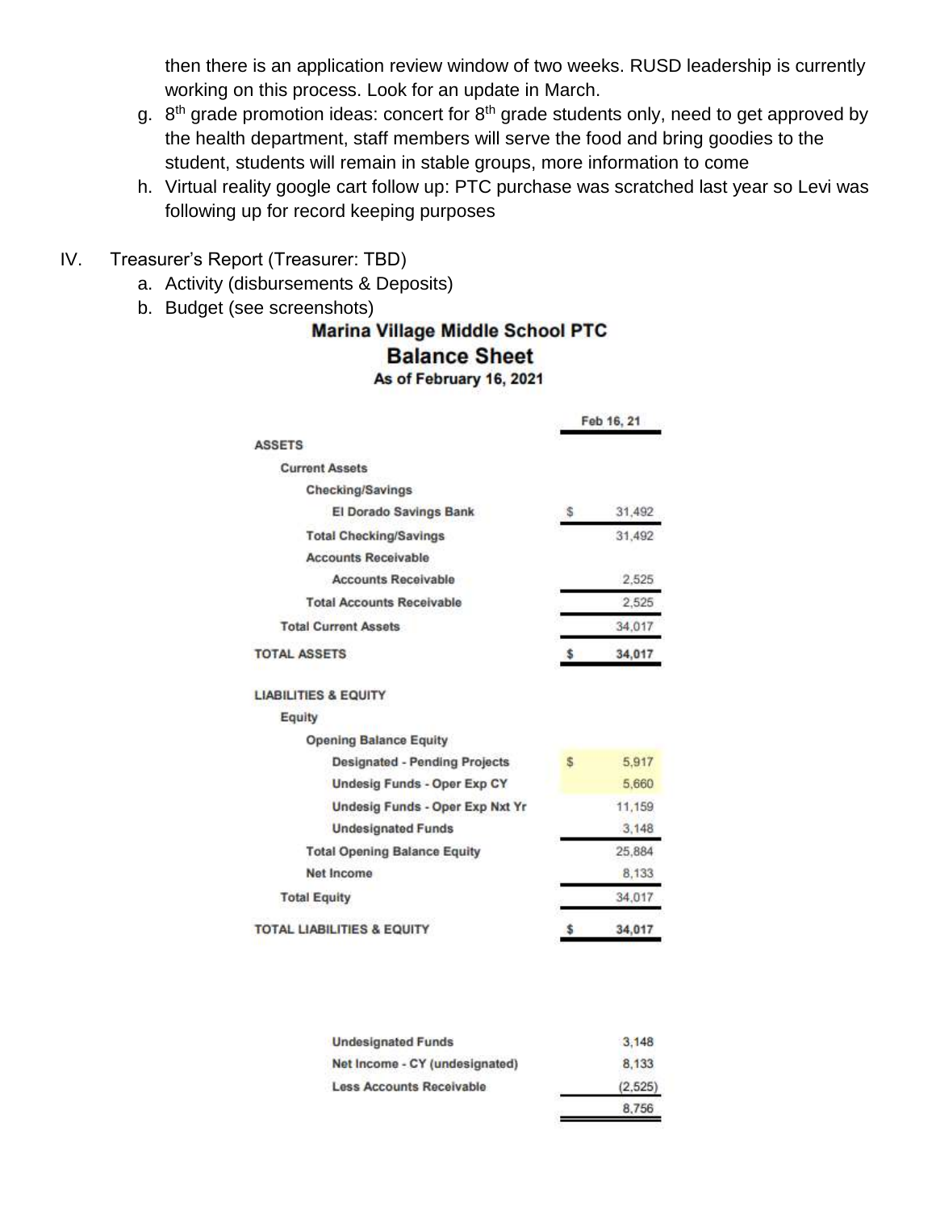then there is an application review window of two weeks. RUSD leadership is currently working on this process. Look for an update in March.

g. 8th grade promotion ideas: concert for 8th grade students only, need to get approved by the health department, staff members will serve the food and bring goodies to the student, students will remain in stable groups, more information to come
h. Virtual reality google cart follow up: PTC purchase was scratched last year so Levi was following up for record keeping purposes

IV. Treasurer's Report (Treasurer: TBD)
   a. Activity (disbursements & Deposits)
   b. Budget (see screenshots)

**Marina Village Middle School PTC**
**Balance Sheet**
**As of February 16, 2021**

| | Feb 16, 21 |
|---|---|
| **ASSETS** | |
| Current Assets | |
| Checking/Savings | |
| El Dorado Savings Bank | $ 31,492 |
| Total Checking/Savings | 31,492 |
| Accounts Receivable | |
| Accounts Receivable | 2,525 |
| Total Accounts Receivable | 2,525 |
| Total Current Assets | 34,017 |
| **TOTAL ASSETS** | **$ 34,017** |
| **LIABILITIES & EQUITY** | |
| Equity | |
| Opening Balance Equity | |
| Designated - Pending Projects | $ 5,917 |
| Undesig Funds - Oper Exp CY | 5,660 |
| Undesig Funds - Oper Exp Nxt Yr | 11,159 |
| Undesignated Funds | 3,148 |
| Total Opening Balance Equity | 25,884 |
| Net Income | 8,133 |
| Total Equity | 34,017 |
| **TOTAL LIABILITIES & EQUITY** | **$ 34,017** |

| | |
|---|---|
| Undesignated Funds | 3,148 |
| Net Income - CY (undesignated) | 8,133 |
| Less Accounts Receivable | (2,525) |
| | 8,756 |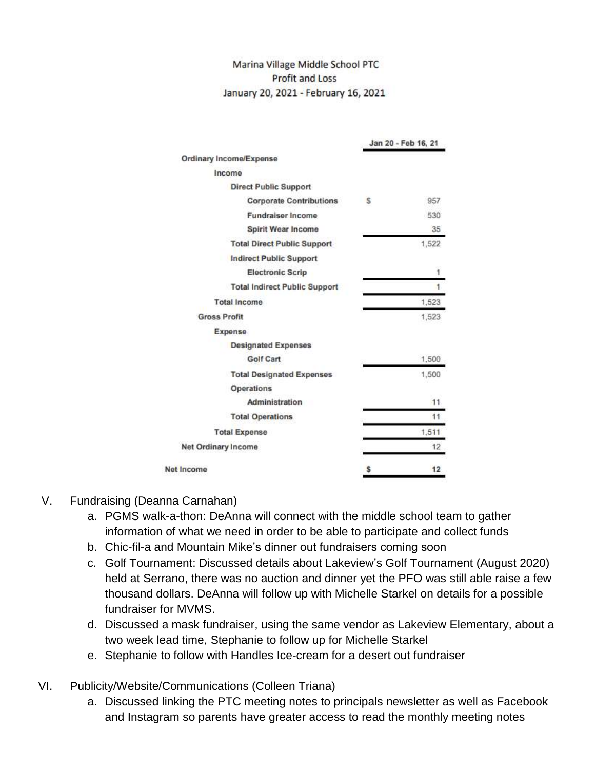Marina Village Middle School PTC
Profit and Loss
January 20, 2021 - February 16, 2021

| | Jan 20 - Feb 16, 21 |
|---|---|
| **Ordinary Income/Expense** | |
| **Income** | |
| **Direct Public Support** | |
| **Corporate Contributions** | $ 957 |
| **Fundraiser Income** | 530 |
| **Spirit Wear Income** | 35 |
| **Total Direct Public Support** | 1,522 |
| **Indirect Public Support** | |
| **Electronic Scrip** | 1 |
| **Total Indirect Public Support** | 1 |
| **Total Income** | 1,523 |
| **Gross Profit** | 1,523 |
| **Expense** | |
| **Designated Expenses** | |
| **Golf Cart** | 1,500 |
| **Total Designated Expenses** | 1,500 |
| **Operations** | |
| **Administration** | 11 |
| **Total Operations** | 11 |
| **Total Expense** | 1,511 |
| **Net Ordinary Income** | 12 |
| **Net Income** | $ 12 |

V. Fundraising (Deanna Carnahan)
  a. PGMS walk-a-thon: DeAnna will connect with the middle school team to gather information of what we need in order to be able to participate and collect funds
  b. Chic-fil-a and Mountain Mike's dinner out fundraisers coming soon
  c. Golf Tournament: Discussed details about Lakeview's Golf Tournament (August 2020) held at Serrano, there was no auction and dinner yet the PFO was still able raise a few thousand dollars. DeAnna will follow up with Michelle Starkel on details for a possible fundraiser for MVMS.
  d. Discussed a mask fundraiser, using the same vendor as Lakeview Elementary, about a two week lead time, Stephanie to follow up for Michelle Starkel
  e. Stephanie to follow with Handles Ice-cream for a desert out fundraiser

VI. Publicity/Website/Communications (Colleen Triana)
  a. Discussed linking the PTC meeting notes to principals newsletter as well as Facebook and Instagram so parents have greater access to read the monthly meeting notes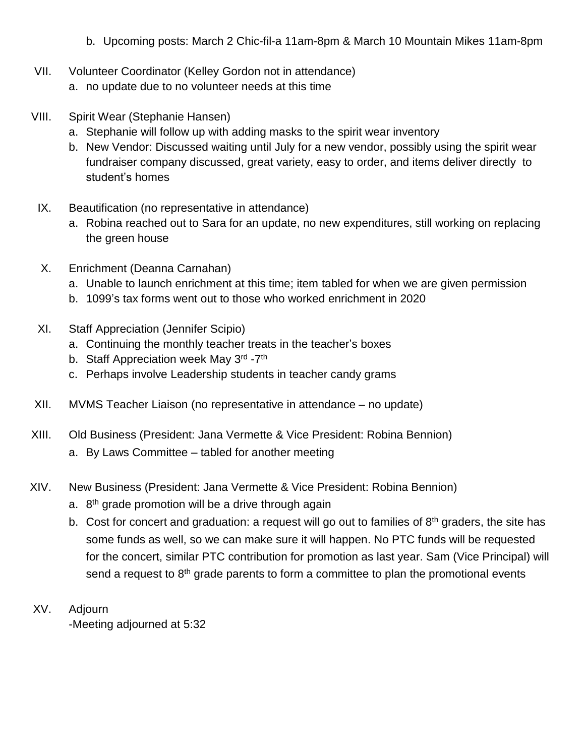b. Upcoming posts: March 2 Chic-fil-a 11am-8pm & March 10 Mountain Mikes 11am-8pm

VII. Volunteer Coordinator (Kelley Gordon not in attendance)
    a. no update due to no volunteer needs at this time

VIII. Spirit Wear (Stephanie Hansen)
    a. Stephanie will follow up with adding masks to the spirit wear inventory
    b. New Vendor: Discussed waiting until July for a new vendor, possibly using the spirit wear fundraiser company discussed, great variety, easy to order, and items deliver directly to student's homes

IX. Beautification (no representative in attendance)
    a. Robina reached out to Sara for an update, no new expenditures, still working on replacing the green house

X. Enrichment (Deanna Carnahan)
    a. Unable to launch enrichment at this time; item tabled for when we are given permission
    b. 1099's tax forms went out to those who worked enrichment in 2020

XI. Staff Appreciation (Jennifer Scipio)
    a. Continuing the monthly teacher treats in the teacher's boxes
    b. Staff Appreciation week May 3rd -7th
    c. Perhaps involve Leadership students in teacher candy grams

XII. MVMS Teacher Liaison (no representative in attendance – no update)

XIII. Old Business (President: Jana Vermette & Vice President: Robina Bennion)
    a. By Laws Committee – tabled for another meeting

XIV. New Business (President: Jana Vermette & Vice President: Robina Bennion)
    a. 8th grade promotion will be a drive through again
    b. Cost for concert and graduation: a request will go out to families of 8th graders, the site has some funds as well, so we can make sure it will happen. No PTC funds will be requested for the concert, similar PTC contribution for promotion as last year. Sam (Vice Principal) will send a request to 8th grade parents to form a committee to plan the promotional events

XV. Adjourn
    -Meeting adjourned at 5:32